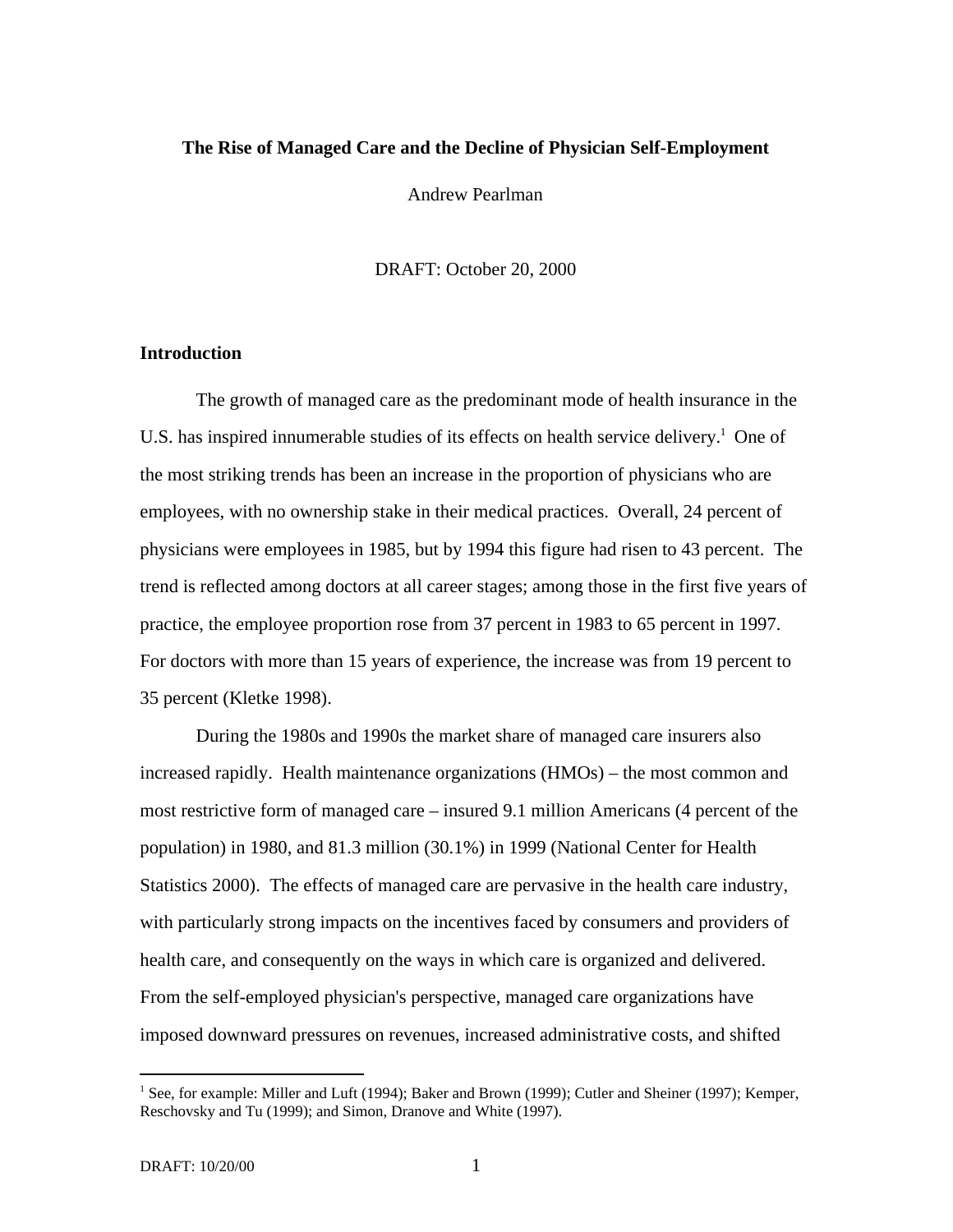# The Rise of Managed Care and the Decline of Physician Self-Employment

Andrew Pearlman

DRAFT: October 20, 2000

## Introduction

The growth of managed care as the predominant mode of health insurance in the U.S. has inspired innumerable studies of its effects on health service delivery.[1] One of the most striking trends has been an increase in the proportion of physicians who are employees, with no ownership stake in their medical practices. Overall, 24 percent of physicians were employees in 1985, but by 1994 this figure had risen to 43 percent. The trend is reflected among doctors at all career stages; among those in the first five years of practice, the employee proportion rose from 37 percent in 1983 to 65 percent in 1997. For doctors with more than 15 years of experience, the increase was from 19 percent to 35 percent (Kletke 1998).

During the 1980s and 1990s the market share of managed care insurers also increased rapidly. Health maintenance organizations (HMOs) – the most common and most restrictive form of managed care – insured 9.1 million Americans (4 percent of the population) in 1980, and 81.3 million (30.1%) in 1999 (National Center for Health Statistics 2000). The effects of managed care are pervasive in the health care industry, with particularly strong impacts on the incentives faced by consumers and providers of health care, and consequently on the ways in which care is organized and delivered. From the self-employed physician's perspective, managed care organizations have imposed downward pressures on revenues, increased administrative costs, and shifted

[1] See, for example: Miller and Luft (1994); Baker and Brown (1999); Cutler and Sheiner (1997); Kemper, Reschovsky and Tu (1999); and Simon, Dranove and White (1997).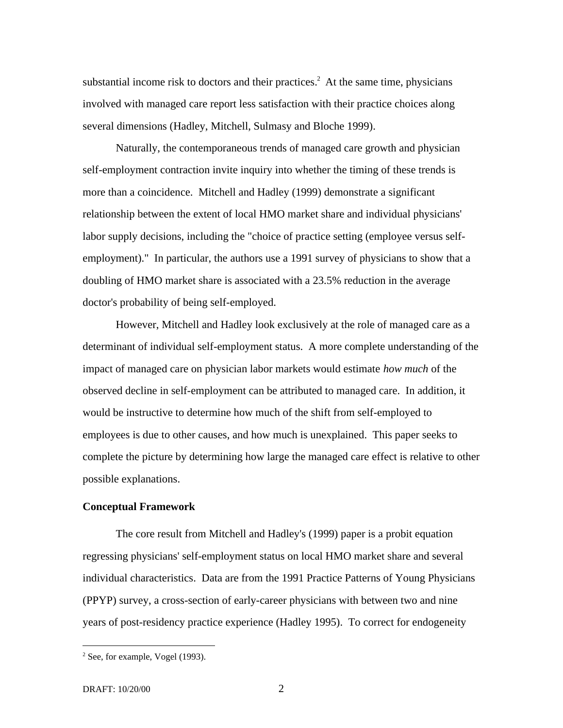substantial income risk to doctors and their practices.[2] At the same time, physicians involved with managed care report less satisfaction with their practice choices along several dimensions (Hadley, Mitchell, Sulmasy and Bloche 1999).

Naturally, the contemporaneous trends of managed care growth and physician self-employment contraction invite inquiry into whether the timing of these trends is more than a coincidence. Mitchell and Hadley (1999) demonstrate a significant relationship between the extent of local HMO market share and individual physicians' labor supply decisions, including the "choice of practice setting (employee versus self-employment)." In particular, the authors use a 1991 survey of physicians to show that a doubling of HMO market share is associated with a 23.5% reduction in the average doctor's probability of being self-employed.

However, Mitchell and Hadley look exclusively at the role of managed care as a determinant of individual self-employment status. A more complete understanding of the impact of managed care on physician labor markets would estimate *how much* of the observed decline in self-employment can be attributed to managed care. In addition, it would be instructive to determine how much of the shift from self-employed to employees is due to other causes, and how much is unexplained. This paper seeks to complete the picture by determining how large the managed care effect is relative to other possible explanations.

**Conceptual Framework**

The core result from Mitchell and Hadley's (1999) paper is a probit equation regressing physicians' self-employment status on local HMO market share and several individual characteristics. Data are from the 1991 Practice Patterns of Young Physicians (PPYP) survey, a cross-section of early-career physicians with between two and nine years of post-residency practice experience (Hadley 1995). To correct for endogeneity

---

[2] See, for example, Vogel (1993).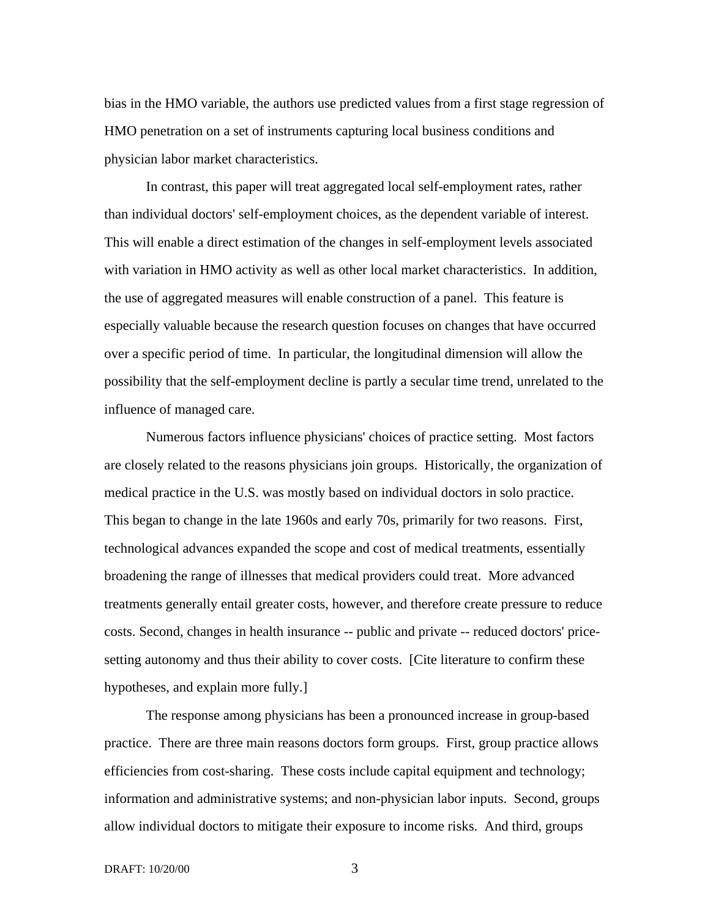bias in the HMO variable, the authors use predicted values from a first stage regression of HMO penetration on a set of instruments capturing local business conditions and physician labor market characteristics.

In contrast, this paper will treat aggregated local self-employment rates, rather than individual doctors' self-employment choices, as the dependent variable of interest. This will enable a direct estimation of the changes in self-employment levels associated with variation in HMO activity as well as other local market characteristics. In addition, the use of aggregated measures will enable construction of a panel. This feature is especially valuable because the research question focuses on changes that have occurred over a specific period of time. In particular, the longitudinal dimension will allow the possibility that the self-employment decline is partly a secular time trend, unrelated to the influence of managed care.

Numerous factors influence physicians' choices of practice setting. Most factors are closely related to the reasons physicians join groups. Historically, the organization of medical practice in the U.S. was mostly based on individual doctors in solo practice. This began to change in the late 1960s and early 70s, primarily for two reasons. First, technological advances expanded the scope and cost of medical treatments, essentially broadening the range of illnesses that medical providers could treat. More advanced treatments generally entail greater costs, however, and therefore create pressure to reduce costs. Second, changes in health insurance -- public and private -- reduced doctors' price-setting autonomy and thus their ability to cover costs. [Cite literature to confirm these hypotheses, and explain more fully.]

The response among physicians has been a pronounced increase in group-based practice. There are three main reasons doctors form groups. First, group practice allows efficiencies from cost-sharing. These costs include capital equipment and technology; information and administrative systems; and non-physician labor inputs. Second, groups allow individual doctors to mitigate their exposure to income risks. And third, groups

DRAFT: 10/20/00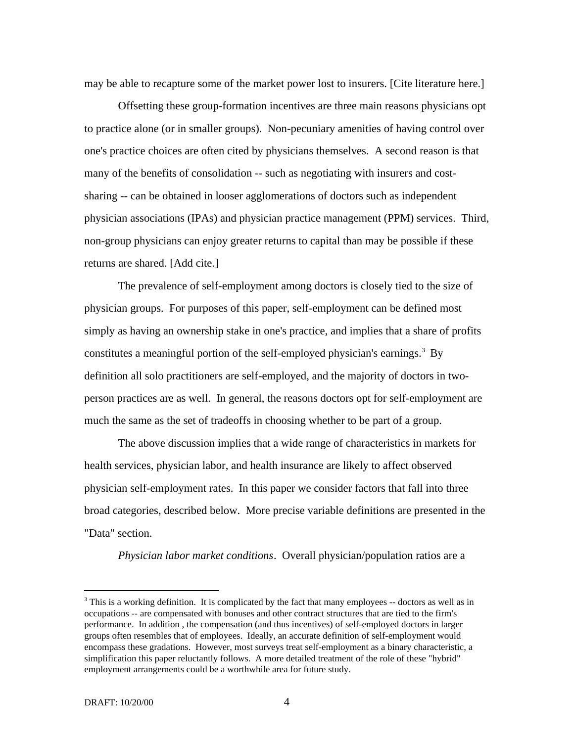may be able to recapture some of the market power lost to insurers. [Cite literature here.]

Offsetting these group-formation incentives are three main reasons physicians opt to practice alone (or in smaller groups). Non-pecuniary amenities of having control over one's practice choices are often cited by physicians themselves. A second reason is that many of the benefits of consolidation -- such as negotiating with insurers and cost-sharing -- can be obtained in looser agglomerations of doctors such as independent physician associations (IPAs) and physician practice management (PPM) services. Third, non-group physicians can enjoy greater returns to capital than may be possible if these returns are shared. [Add cite.]

The prevalence of self-employment among doctors is closely tied to the size of physician groups. For purposes of this paper, self-employment can be defined most simply as having an ownership stake in one's practice, and implies that a share of profits constitutes a meaningful portion of the self-employed physician's earnings.[3] By definition all solo practitioners are self-employed, and the majority of doctors in two-person practices are as well. In general, the reasons doctors opt for self-employment are much the same as the set of tradeoffs in choosing whether to be part of a group.

The above discussion implies that a wide range of characteristics in markets for health services, physician labor, and health insurance are likely to affect observed physician self-employment rates. In this paper we consider factors that fall into three broad categories, described below. More precise variable definitions are presented in the "Data" section.

*Physician labor market conditions*. Overall physician/population ratios are a

---

[3] This is a working definition. It is complicated by the fact that many employees -- doctors as well as in occupations -- are compensated with bonuses and other contract structures that are tied to the firm's performance. In addition , the compensation (and thus incentives) of self-employed doctors in larger groups often resembles that of employees. Ideally, an accurate definition of self-employment would encompass these gradations. However, most surveys treat self-employment as a binary characteristic, a simplification this paper reluctantly follows. A more detailed treatment of the role of these "hybrid" employment arrangements could be a worthwhile area for future study.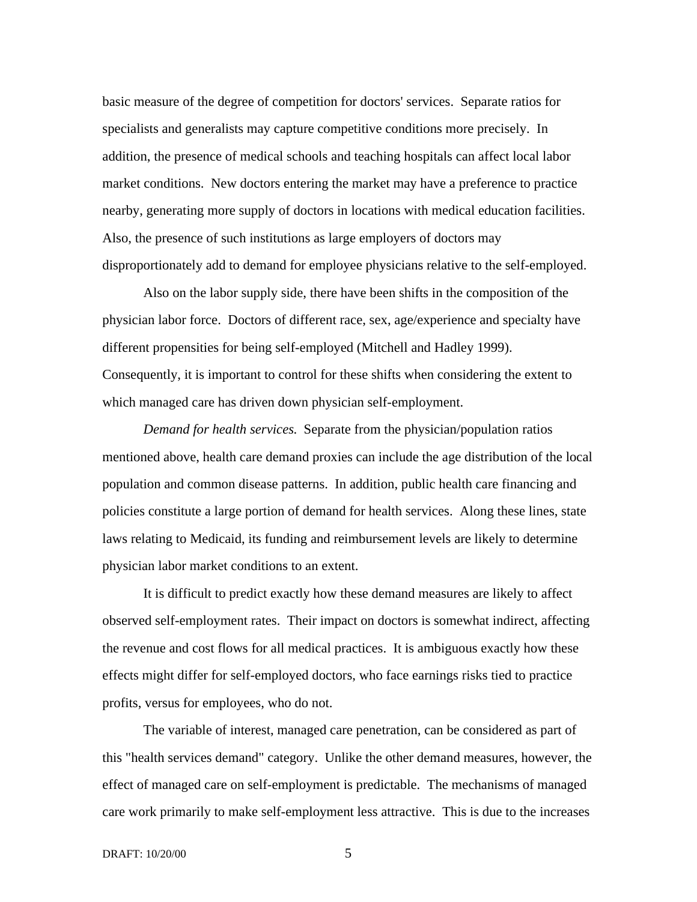basic measure of the degree of competition for doctors' services. Separate ratios for specialists and generalists may capture competitive conditions more precisely. In addition, the presence of medical schools and teaching hospitals can affect local labor market conditions. New doctors entering the market may have a preference to practice nearby, generating more supply of doctors in locations with medical education facilities. Also, the presence of such institutions as large employers of doctors may disproportionately add to demand for employee physicians relative to the self-employed.

Also on the labor supply side, there have been shifts in the composition of the physician labor force. Doctors of different race, sex, age/experience and specialty have different propensities for being self-employed (Mitchell and Hadley 1999). Consequently, it is important to control for these shifts when considering the extent to which managed care has driven down physician self-employment.

*Demand for health services.* Separate from the physician/population ratios mentioned above, health care demand proxies can include the age distribution of the local population and common disease patterns. In addition, public health care financing and policies constitute a large portion of demand for health services. Along these lines, state laws relating to Medicaid, its funding and reimbursement levels are likely to determine physician labor market conditions to an extent.

It is difficult to predict exactly how these demand measures are likely to affect observed self-employment rates. Their impact on doctors is somewhat indirect, affecting the revenue and cost flows for all medical practices. It is ambiguous exactly how these effects might differ for self-employed doctors, who face earnings risks tied to practice profits, versus for employees, who do not.

The variable of interest, managed care penetration, can be considered as part of this "health services demand" category. Unlike the other demand measures, however, the effect of managed care on self-employment is predictable. The mechanisms of managed care work primarily to make self-employment less attractive. This is due to the increases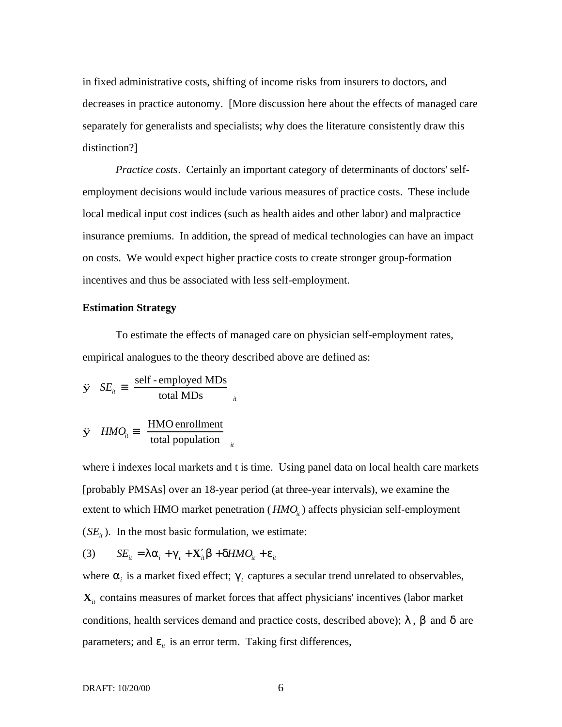in fixed administrative costs, shifting of income risks from insurers to doctors, and decreases in practice autonomy. [More discussion here about the effects of managed care separately for generalists and specialists; why does the literature consistently draw this distinction?]

*Practice costs*. Certainly an important category of determinants of doctors' self-employment decisions would include various measures of practice costs. These include local medical input cost indices (such as health aides and other labor) and malpractice insurance premiums. In addition, the spread of medical technologies can have an impact on costs. We would expect higher practice costs to create stronger group-formation incentives and thus be associated with less self-employment.

**Estimation Strategy**

To estimate the effects of managed care on physician self-employment rates, empirical analogues to the theory described above are defined as:

- $SE_{it} \equiv \left[\dfrac{\text{self-employed MDs}}{\text{total MDs}}\right]_{it}$

- $HMO_{it} \equiv \left[\dfrac{\text{HMO enrollment}}{\text{total population}}\right]_{it}$

where i indexes local markets and t is time. Using panel data on local health care markets [probably PMSAs] over an 18-year period (at three-year intervals), we examine the extent to which HMO market penetration ($HMO_{it}$) affects physician self-employment ($SE_{it}$). In the most basic formulation, we estimate:

$$SE_{it} = \lambda\alpha_i + \gamma_t + \mathbf{X}'_{it}\beta + \delta HMO_{it} + \varepsilon_{it} \tag{3}$$

where $\alpha_i$ is a market fixed effect; $\gamma_t$ captures a secular trend unrelated to observables, $\mathbf{X}_{it}$ contains measures of market forces that affect physicians' incentives (labor market conditions, health services demand and practice costs, described above); $\lambda$, $\beta$ and $\delta$ are parameters; and $\varepsilon_{it}$ is an error term. Taking first differences,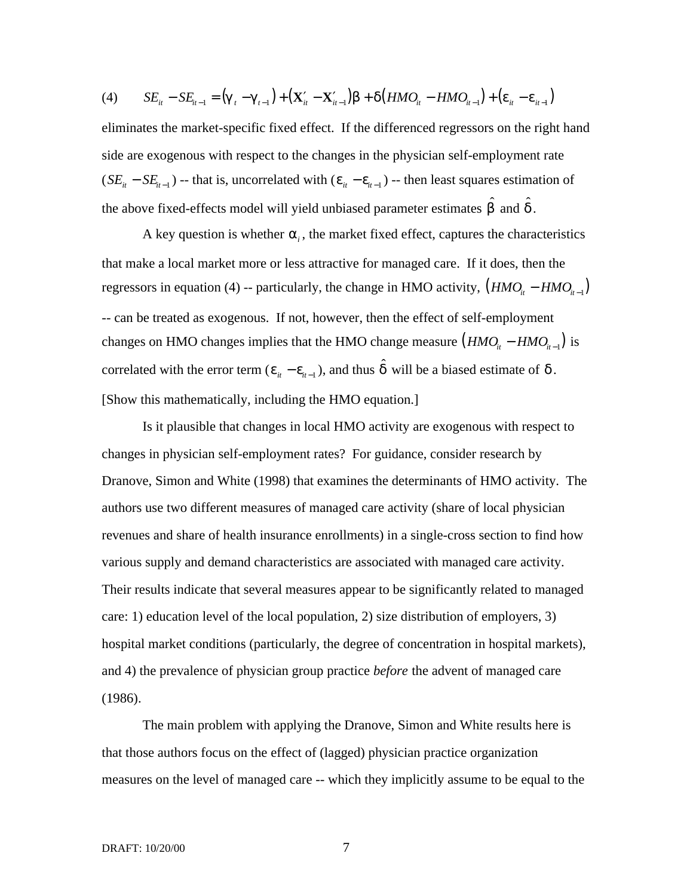$$(4) \qquad SE_{it} - SE_{it-1} = (\gamma_t - \gamma_{t-1}) + (\mathbf{X}'_{it} - \mathbf{X}'_{it-1})\beta + \delta(HMO_{it} - HMO_{it-1}) + (\varepsilon_{it} - \varepsilon_{it-1})$$

eliminates the market-specific fixed effect. If the differenced regressors on the right hand side are exogenous with respect to the changes in the physician self-employment rate ($SE_{it} - SE_{it-1}$) -- that is, uncorrelated with ($\varepsilon_{it} - \varepsilon_{it-1}$) -- then least squares estimation of the above fixed-effects model will yield unbiased parameter estimates $\hat{\beta}$ and $\hat{\delta}$.

A key question is whether $\alpha_i$, the market fixed effect, captures the characteristics that make a local market more or less attractive for managed care. If it does, then the regressors in equation (4) -- particularly, the change in HMO activity, $(HMO_{it} - HMO_{it-1})$ -- can be treated as exogenous. If not, however, then the effect of self-employment changes on HMO changes implies that the HMO change measure $(HMO_{it} - HMO_{it-1})$ is correlated with the error term ($\varepsilon_{it} - \varepsilon_{it-1}$), and thus $\hat{\delta}$ will be a biased estimate of $\delta$. [Show this mathematically, including the HMO equation.]

Is it plausible that changes in local HMO activity are exogenous with respect to changes in physician self-employment rates? For guidance, consider research by Dranove, Simon and White (1998) that examines the determinants of HMO activity. The authors use two different measures of managed care activity (share of local physician revenues and share of health insurance enrollments) in a single-cross section to find how various supply and demand characteristics are associated with managed care activity. Their results indicate that several measures appear to be significantly related to managed care: 1) education level of the local population, 2) size distribution of employers, 3) hospital market conditions (particularly, the degree of concentration in hospital markets), and 4) the prevalence of physician group practice *before* the advent of managed care (1986).

The main problem with applying the Dranove, Simon and White results here is that those authors focus on the effect of (lagged) physician practice organization measures on the level of managed care -- which they implicitly assume to be equal to the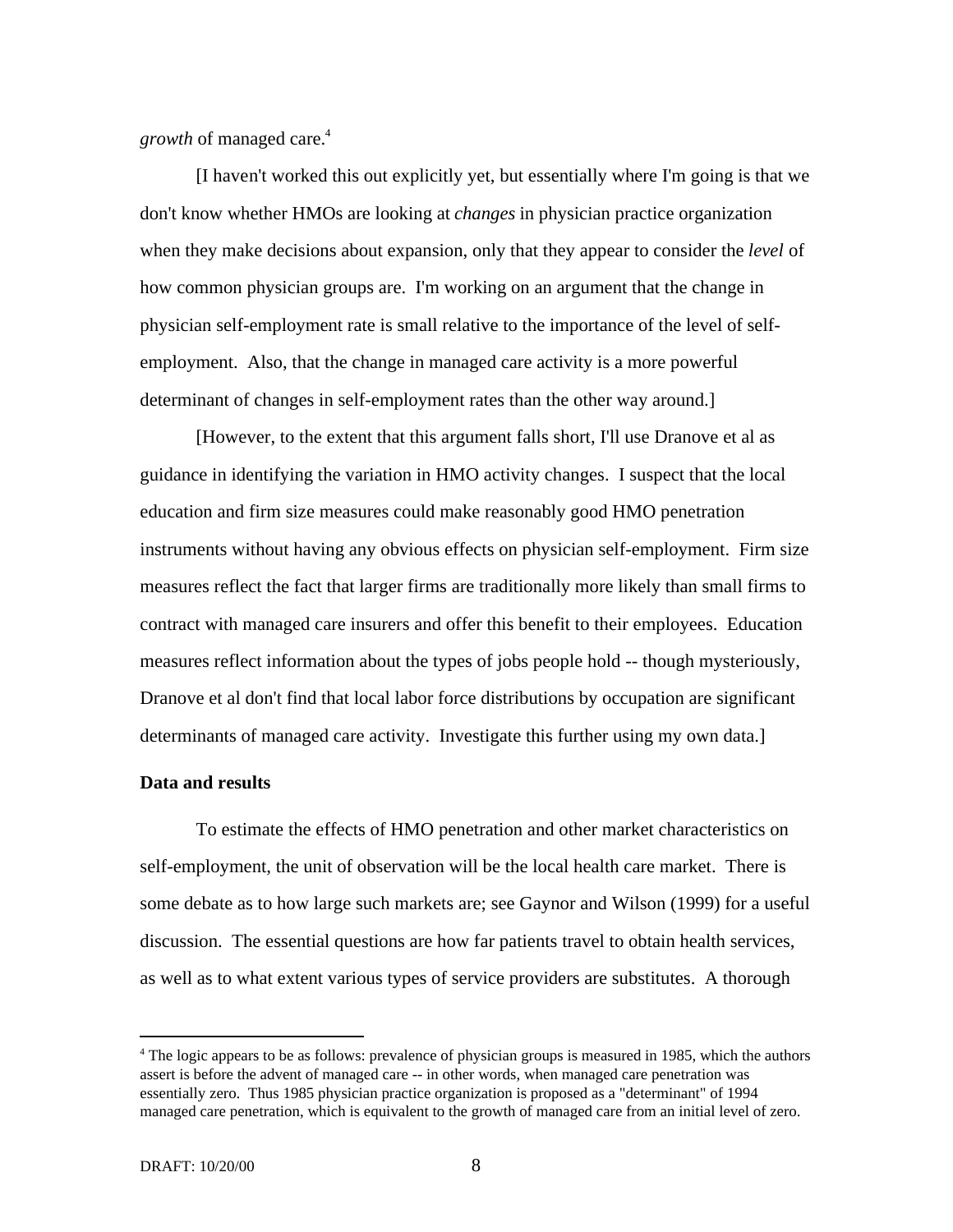*growth* of managed care.[4]

[I haven't worked this out explicitly yet, but essentially where I'm going is that we don't know whether HMOs are looking at *changes* in physician practice organization when they make decisions about expansion, only that they appear to consider the *level* of how common physician groups are. I'm working on an argument that the change in physician self-employment rate is small relative to the importance of the level of self-employment. Also, that the change in managed care activity is a more powerful determinant of changes in self-employment rates than the other way around.]

[However, to the extent that this argument falls short, I'll use Dranove et al as guidance in identifying the variation in HMO activity changes. I suspect that the local education and firm size measures could make reasonably good HMO penetration instruments without having any obvious effects on physician self-employment. Firm size measures reflect the fact that larger firms are traditionally more likely than small firms to contract with managed care insurers and offer this benefit to their employees. Education measures reflect information about the types of jobs people hold -- though mysteriously, Dranove et al don't find that local labor force distributions by occupation are significant determinants of managed care activity. Investigate this further using my own data.]

**Data and results**

To estimate the effects of HMO penetration and other market characteristics on self-employment, the unit of observation will be the local health care market. There is some debate as to how large such markets are; see Gaynor and Wilson (1999) for a useful discussion. The essential questions are how far patients travel to obtain health services, as well as to what extent various types of service providers are substitutes. A thorough

---

[4] The logic appears to be as follows: prevalence of physician groups is measured in 1985, which the authors assert is before the advent of managed care -- in other words, when managed care penetration was essentially zero. Thus 1985 physician practice organization is proposed as a "determinant" of 1994 managed care penetration, which is equivalent to the growth of managed care from an initial level of zero.

DRAFT: 10/20/00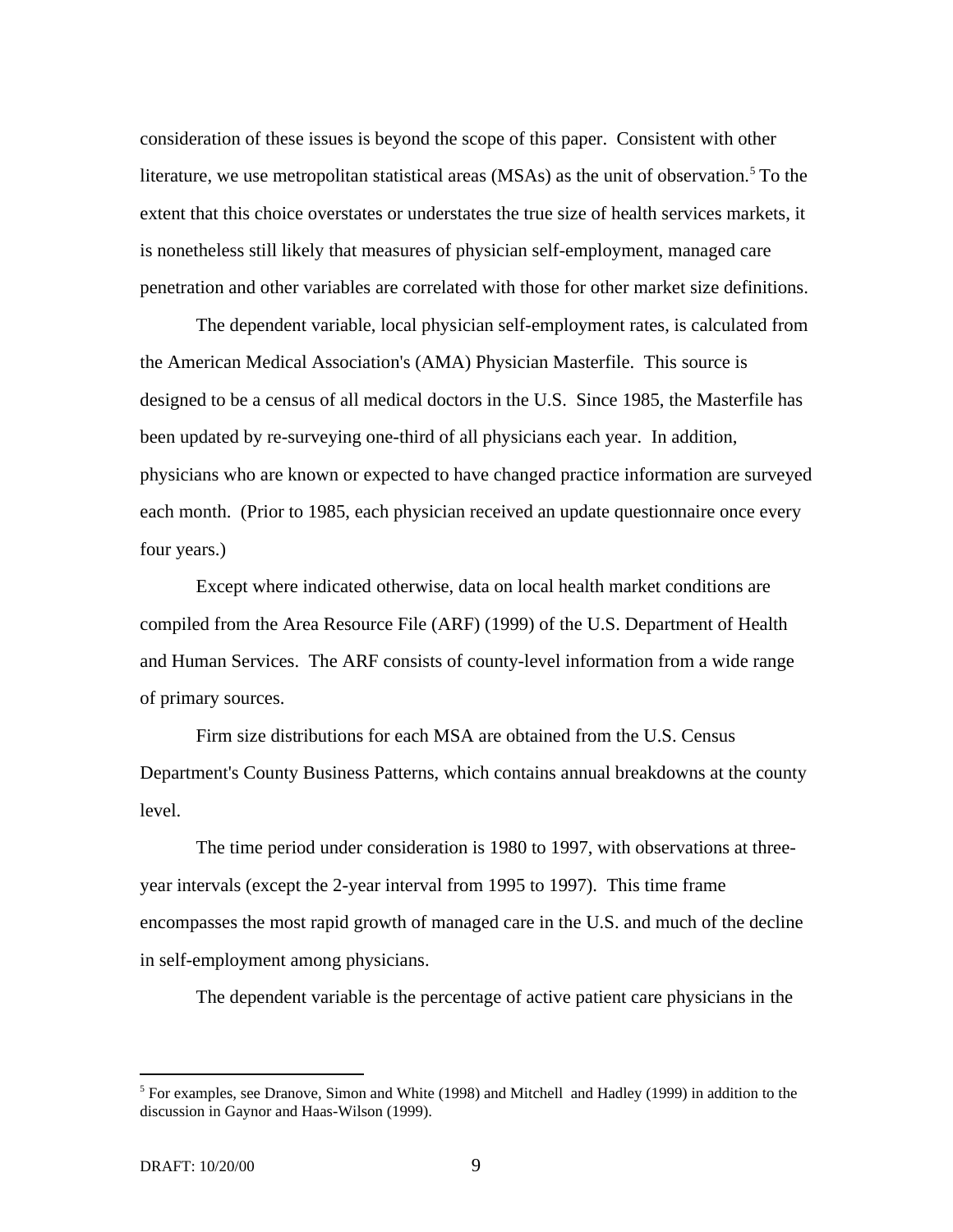consideration of these issues is beyond the scope of this paper. Consistent with other literature, we use metropolitan statistical areas (MSAs) as the unit of observation.[5] To the extent that this choice overstates or understates the true size of health services markets, it is nonetheless still likely that measures of physician self-employment, managed care penetration and other variables are correlated with those for other market size definitions.

The dependent variable, local physician self-employment rates, is calculated from the American Medical Association's (AMA) Physician Masterfile. This source is designed to be a census of all medical doctors in the U.S. Since 1985, the Masterfile has been updated by re-surveying one-third of all physicians each year. In addition, physicians who are known or expected to have changed practice information are surveyed each month. (Prior to 1985, each physician received an update questionnaire once every four years.)

Except where indicated otherwise, data on local health market conditions are compiled from the Area Resource File (ARF) (1999) of the U.S. Department of Health and Human Services. The ARF consists of county-level information from a wide range of primary sources.

Firm size distributions for each MSA are obtained from the U.S. Census Department's County Business Patterns, which contains annual breakdowns at the county level.

The time period under consideration is 1980 to 1997, with observations at three-year intervals (except the 2-year interval from 1995 to 1997). This time frame encompasses the most rapid growth of managed care in the U.S. and much of the decline in self-employment among physicians.

The dependent variable is the percentage of active patient care physicians in the

---

[5] For examples, see Dranove, Simon and White (1998) and Mitchell and Hadley (1999) in addition to the discussion in Gaynor and Haas-Wilson (1999).

DRAFT: 10/20/00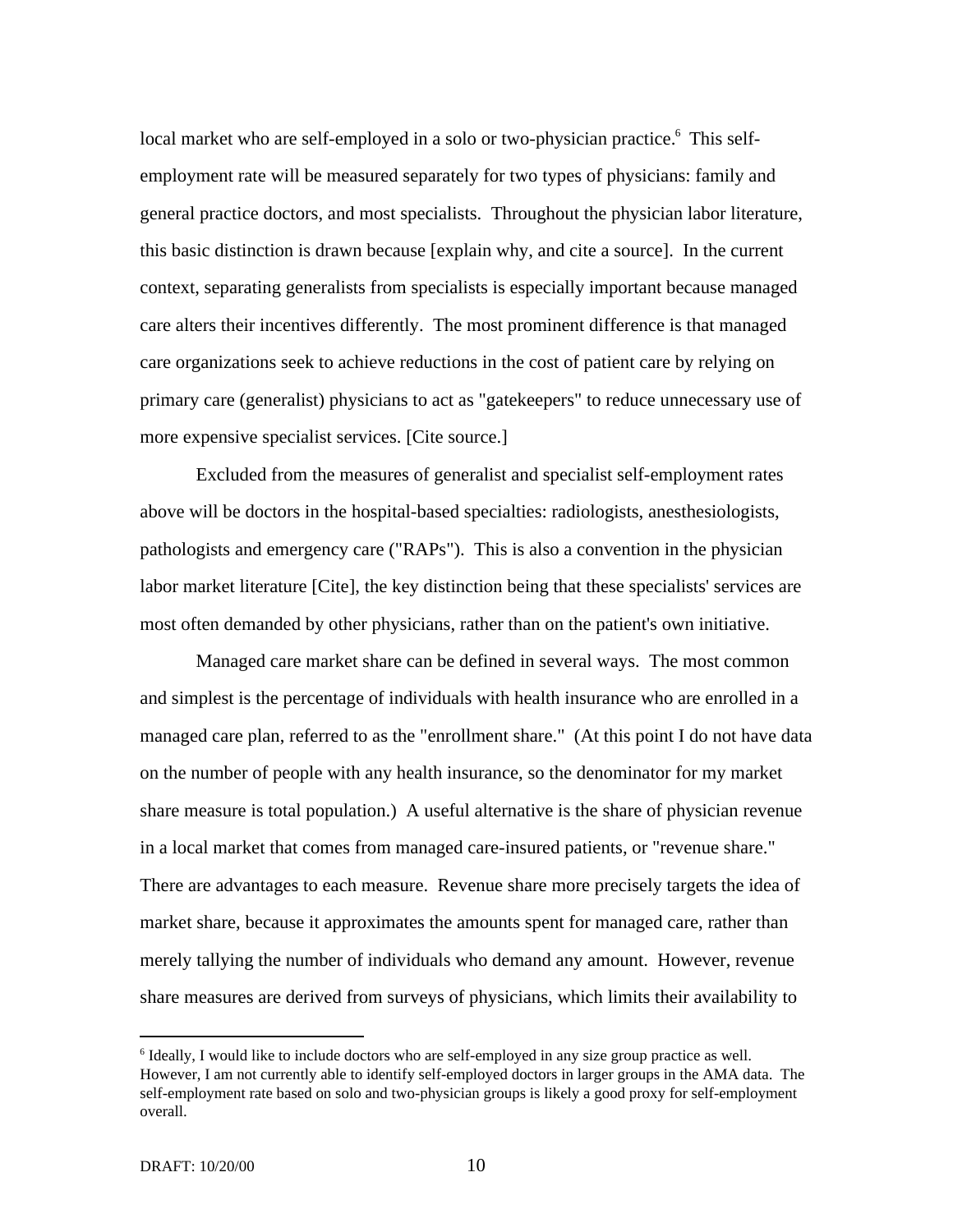local market who are self-employed in a solo or two-physician practice.[6] This self-employment rate will be measured separately for two types of physicians: family and general practice doctors, and most specialists. Throughout the physician labor literature, this basic distinction is drawn because [explain why, and cite a source]. In the current context, separating generalists from specialists is especially important because managed care alters their incentives differently. The most prominent difference is that managed care organizations seek to achieve reductions in the cost of patient care by relying on primary care (generalist) physicians to act as "gatekeepers" to reduce unnecessary use of more expensive specialist services. [Cite source.]

Excluded from the measures of generalist and specialist self-employment rates above will be doctors in the hospital-based specialties: radiologists, anesthesiologists, pathologists and emergency care ("RAPs"). This is also a convention in the physician labor market literature [Cite], the key distinction being that these specialists' services are most often demanded by other physicians, rather than on the patient's own initiative.

Managed care market share can be defined in several ways. The most common and simplest is the percentage of individuals with health insurance who are enrolled in a managed care plan, referred to as the "enrollment share." (At this point I do not have data on the number of people with any health insurance, so the denominator for my market share measure is total population.) A useful alternative is the share of physician revenue in a local market that comes from managed care-insured patients, or "revenue share." There are advantages to each measure. Revenue share more precisely targets the idea of market share, because it approximates the amounts spent for managed care, rather than merely tallying the number of individuals who demand any amount. However, revenue share measures are derived from surveys of physicians, which limits their availability to

---

[6] Ideally, I would like to include doctors who are self-employed in any size group practice as well. However, I am not currently able to identify self-employed doctors in larger groups in the AMA data. The self-employment rate based on solo and two-physician groups is likely a good proxy for self-employment overall.

DRAFT: 10/20/00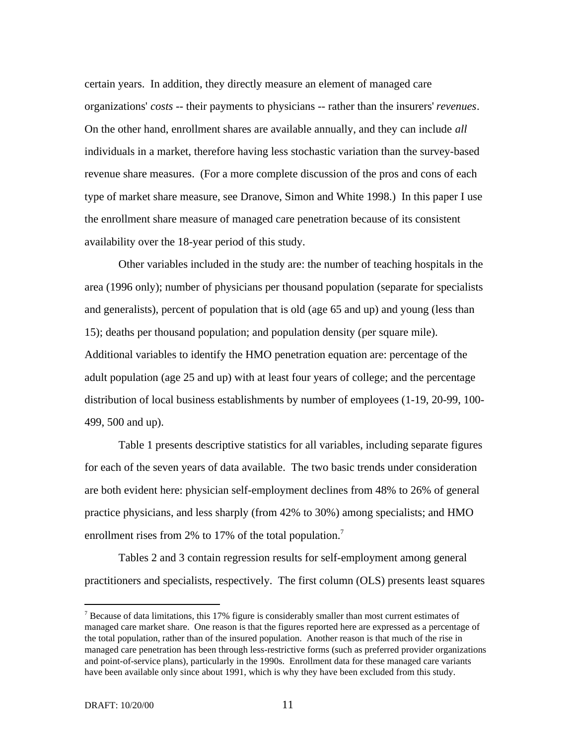certain years. In addition, they directly measure an element of managed care organizations' *costs* -- their payments to physicians -- rather than the insurers' *revenues*. On the other hand, enrollment shares are available annually, and they can include *all* individuals in a market, therefore having less stochastic variation than the survey-based revenue share measures. (For a more complete discussion of the pros and cons of each type of market share measure, see Dranove, Simon and White 1998.) In this paper I use the enrollment share measure of managed care penetration because of its consistent availability over the 18-year period of this study.

Other variables included in the study are: the number of teaching hospitals in the area (1996 only); number of physicians per thousand population (separate for specialists and generalists), percent of population that is old (age 65 and up) and young (less than 15); deaths per thousand population; and population density (per square mile). Additional variables to identify the HMO penetration equation are: percentage of the adult population (age 25 and up) with at least four years of college; and the percentage distribution of local business establishments by number of employees (1-19, 20-99, 100-499, 500 and up).

Table 1 presents descriptive statistics for all variables, including separate figures for each of the seven years of data available. The two basic trends under consideration are both evident here: physician self-employment declines from 48% to 26% of general practice physicians, and less sharply (from 42% to 30%) among specialists; and HMO enrollment rises from 2% to 17% of the total population.[7]

Tables 2 and 3 contain regression results for self-employment among general practitioners and specialists, respectively. The first column (OLS) presents least squares

---

[7] Because of data limitations, this 17% figure is considerably smaller than most current estimates of managed care market share. One reason is that the figures reported here are expressed as a percentage of the total population, rather than of the insured population. Another reason is that much of the rise in managed care penetration has been through less-restrictive forms (such as preferred provider organizations and point-of-service plans), particularly in the 1990s. Enrollment data for these managed care variants have been available only since about 1991, which is why they have been excluded from this study.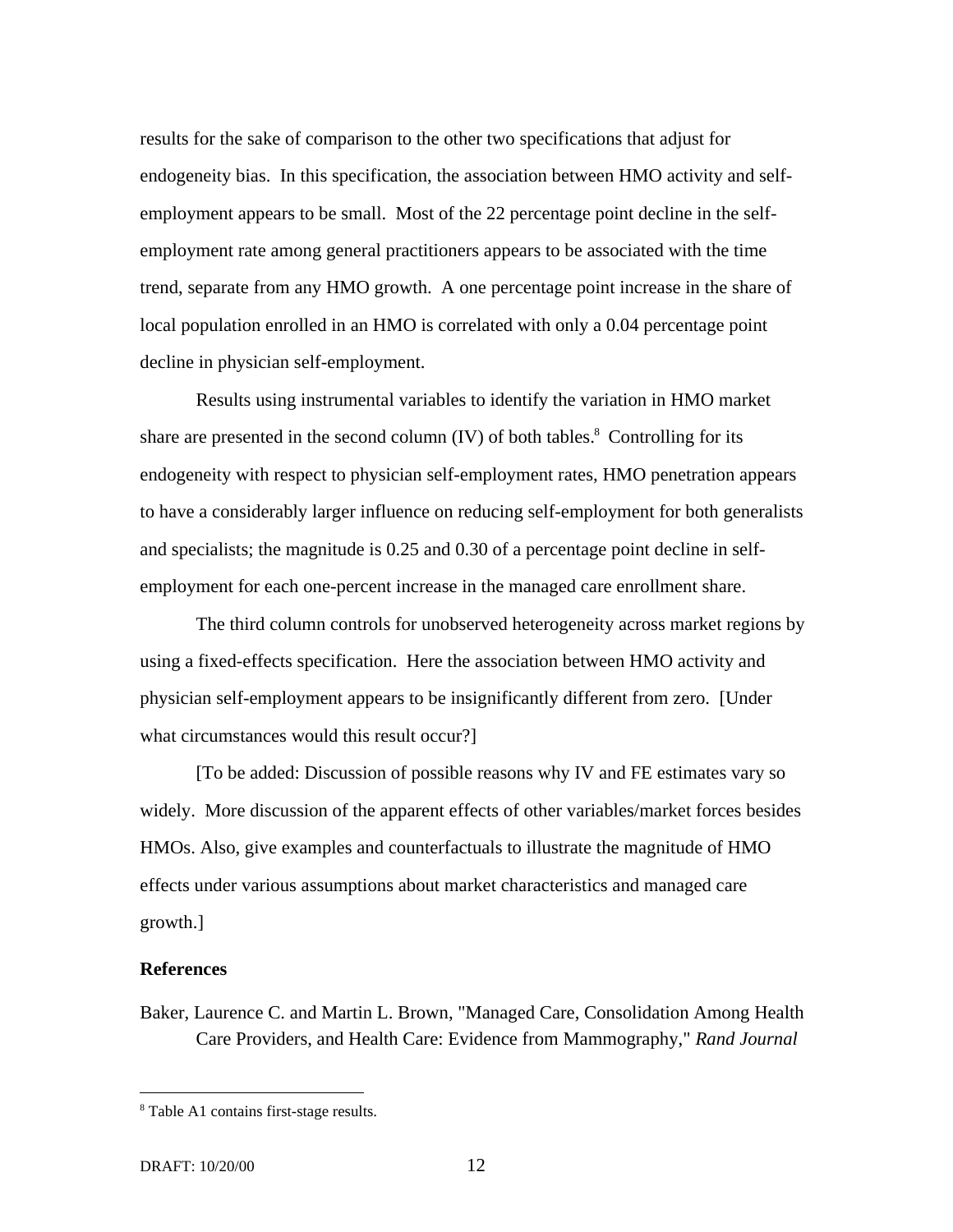results for the sake of comparison to the other two specifications that adjust for endogeneity bias. In this specification, the association between HMO activity and self-employment appears to be small. Most of the 22 percentage point decline in the self-employment rate among general practitioners appears to be associated with the time trend, separate from any HMO growth. A one percentage point increase in the share of local population enrolled in an HMO is correlated with only a 0.04 percentage point decline in physician self-employment.

Results using instrumental variables to identify the variation in HMO market share are presented in the second column (IV) of both tables.[8] Controlling for its endogeneity with respect to physician self-employment rates, HMO penetration appears to have a considerably larger influence on reducing self-employment for both generalists and specialists; the magnitude is 0.25 and 0.30 of a percentage point decline in self-employment for each one-percent increase in the managed care enrollment share.

The third column controls for unobserved heterogeneity across market regions by using a fixed-effects specification. Here the association between HMO activity and physician self-employment appears to be insignificantly different from zero. [Under what circumstances would this result occur?]

[To be added: Discussion of possible reasons why IV and FE estimates vary so widely. More discussion of the apparent effects of other variables/market forces besides HMOs. Also, give examples and counterfactuals to illustrate the magnitude of HMO effects under various assumptions about market characteristics and managed care growth.]

**References**

Baker, Laurence C. and Martin L. Brown, "Managed Care, Consolidation Among Health Care Providers, and Health Care: Evidence from Mammography," *Rand Journal*

---

[8] Table A1 contains first-stage results.

DRAFT: 10/20/00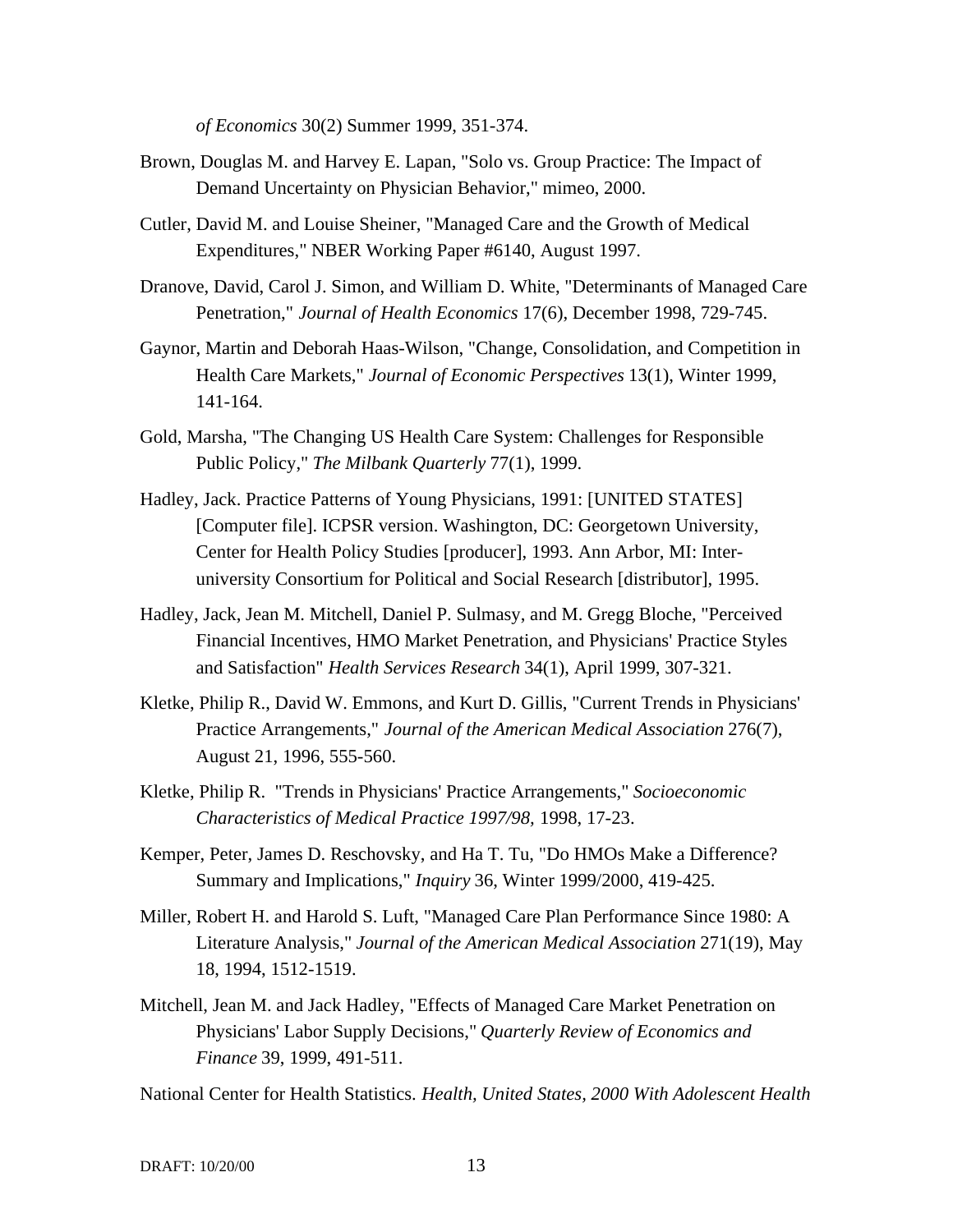*of Economics* 30(2) Summer 1999, 351-374.

Brown, Douglas M. and Harvey E. Lapan, "Solo vs. Group Practice: The Impact of Demand Uncertainty on Physician Behavior," mimeo, 2000.

Cutler, David M. and Louise Sheiner, "Managed Care and the Growth of Medical Expenditures," NBER Working Paper #6140, August 1997.

Dranove, David, Carol J. Simon, and William D. White, "Determinants of Managed Care Penetration," *Journal of Health Economics* 17(6), December 1998, 729-745.

Gaynor, Martin and Deborah Haas-Wilson, "Change, Consolidation, and Competition in Health Care Markets," *Journal of Economic Perspectives* 13(1), Winter 1999, 141-164.

Gold, Marsha, "The Changing US Health Care System: Challenges for Responsible Public Policy," *The Milbank Quarterly* 77(1), 1999.

Hadley, Jack. Practice Patterns of Young Physicians, 1991: [UNITED STATES] [Computer file]. ICPSR version. Washington, DC: Georgetown University, Center for Health Policy Studies [producer], 1993. Ann Arbor, MI: Inter-university Consortium for Political and Social Research [distributor], 1995.

Hadley, Jack, Jean M. Mitchell, Daniel P. Sulmasy, and M. Gregg Bloche, "Perceived Financial Incentives, HMO Market Penetration, and Physicians' Practice Styles and Satisfaction" *Health Services Research* 34(1), April 1999, 307-321.

Kletke, Philip R., David W. Emmons, and Kurt D. Gillis, "Current Trends in Physicians' Practice Arrangements," *Journal of the American Medical Association* 276(7), August 21, 1996, 555-560.

Kletke, Philip R. "Trends in Physicians' Practice Arrangements," *Socioeconomic Characteristics of Medical Practice 1997/98,* 1998, 17-23.

Kemper, Peter, James D. Reschovsky, and Ha T. Tu, "Do HMOs Make a Difference? Summary and Implications," *Inquiry* 36, Winter 1999/2000, 419-425.

Miller, Robert H. and Harold S. Luft, "Managed Care Plan Performance Since 1980: A Literature Analysis," *Journal of the American Medical Association* 271(19), May 18, 1994, 1512-1519.

Mitchell, Jean M. and Jack Hadley, "Effects of Managed Care Market Penetration on Physicians' Labor Supply Decisions," *Quarterly Review of Economics and Finance* 39, 1999, 491-511.

National Center for Health Statistics. *Health, United States, 2000 With Adolescent Health*

DRAFT: 10/20/00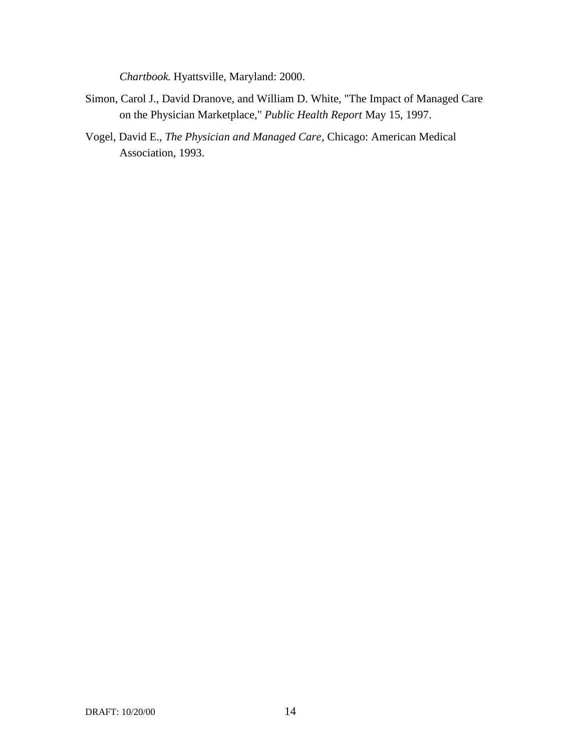*Chartbook.* Hyattsville, Maryland: 2000.

Simon, Carol J., David Dranove, and William D. White, "The Impact of Managed Care on the Physician Marketplace," *Public Health Report* May 15, 1997.

Vogel, David E., *The Physician and Managed Care*, Chicago: American Medical Association, 1993.